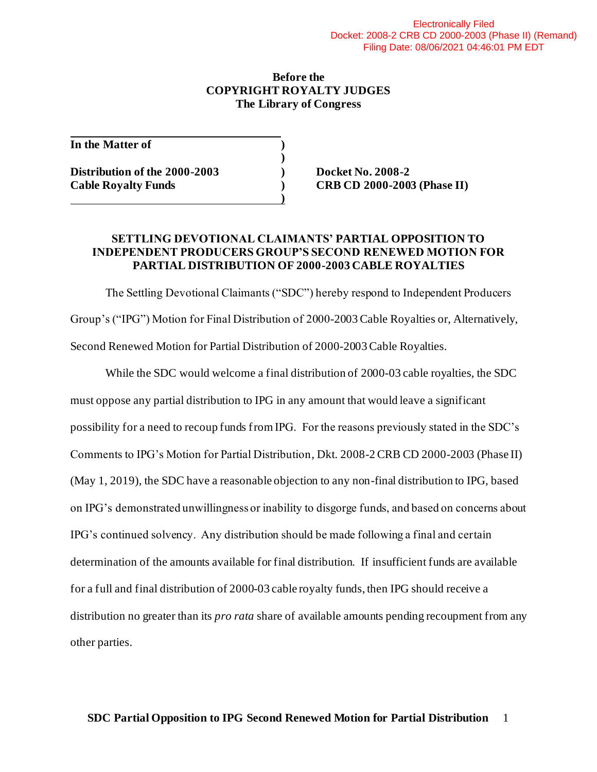Electronically Filed
Docket: 2008-2 CRB CD 2000-2003 (Phase II) (Remand)
Filing Date: 08/06/2021 04:46:01 PM EDT

**Before the**
**COPYRIGHT ROYALTY JUDGES**
**The Library of Congress**

| | | |
|---|---|---|
| **In the Matter of** | ) | |
| | ) | |
| **Distribution of the 2000-2003** | ) | **Docket No. 2008-2** |
| **Cable Royalty Funds** | ) | **CRB CD 2000-2003 (Phase II)** |
| | ) | |

## SETTLING DEVOTIONAL CLAIMANTS' PARTIAL OPPOSITION TO INDEPENDENT PRODUCERS GROUP'S SECOND RENEWED MOTION FOR PARTIAL DISTRIBUTION OF 2000-2003 CABLE ROYALTIES

The Settling Devotional Claimants ("SDC") hereby respond to Independent Producers Group's ("IPG") Motion for Final Distribution of 2000-2003 Cable Royalties or, Alternatively, Second Renewed Motion for Partial Distribution of 2000-2003 Cable Royalties.

While the SDC would welcome a final distribution of 2000-03 cable royalties, the SDC must oppose any partial distribution to IPG in any amount that would leave a significant possibility for a need to recoup funds from IPG. For the reasons previously stated in the SDC's Comments to IPG's Motion for Partial Distribution, Dkt. 2008-2 CRB CD 2000-2003 (Phase II) (May 1, 2019), the SDC have a reasonable objection to any non-final distribution to IPG, based on IPG's demonstrated unwillingness or inability to disgorge funds, and based on concerns about IPG's continued solvency. Any distribution should be made following a final and certain determination of the amounts available for final distribution. If insufficient funds are available for a full and final distribution of 2000-03 cable royalty funds, then IPG should receive a distribution no greater than its *pro rata* share of available amounts pending recoupment from any other parties.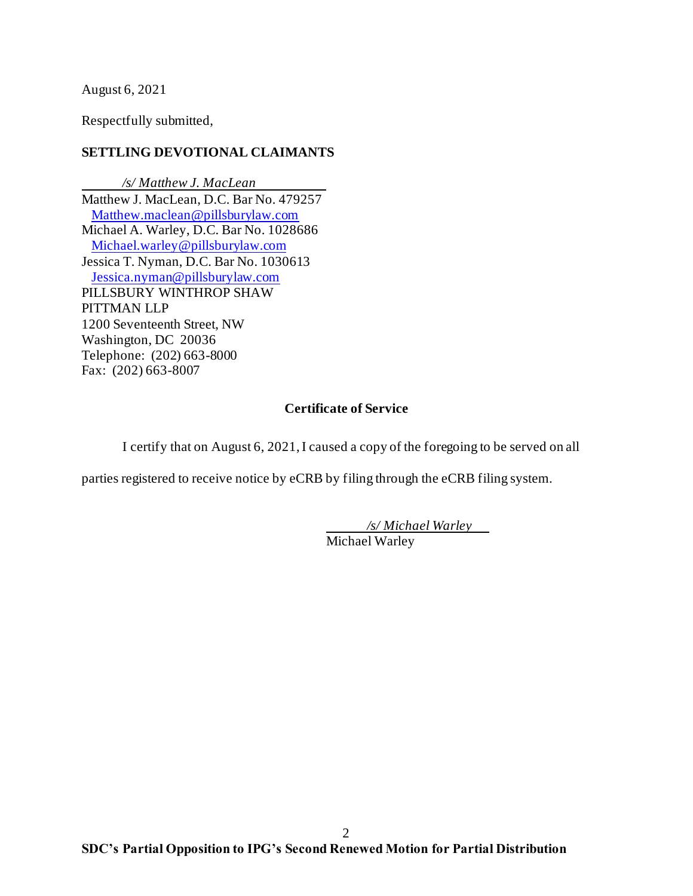August 6, 2021

Respectfully submitted,

**SETTLING DEVOTIONAL CLAIMANTS**

*/s/ Matthew J. MacLean*

Matthew J. MacLean, D.C. Bar No. 479257
Matthew.maclean@pillsburylaw.com
Michael A. Warley, D.C. Bar No. 1028686
Michael.warley@pillsburylaw.com
Jessica T. Nyman, D.C. Bar No. 1030613
Jessica.nyman@pillsburylaw.com
PILLSBURY WINTHROP SHAW
PITTMAN LLP
1200 Seventeenth Street, NW
Washington, DC 20036
Telephone: (202) 663-8000
Fax: (202) 663-8007

**Certificate of Service**

I certify that on August 6, 2021, I caused a copy of the foregoing to be served on all parties registered to receive notice by eCRB by filing through the eCRB filing system.

*/s/ Michael Warley*

Michael Warley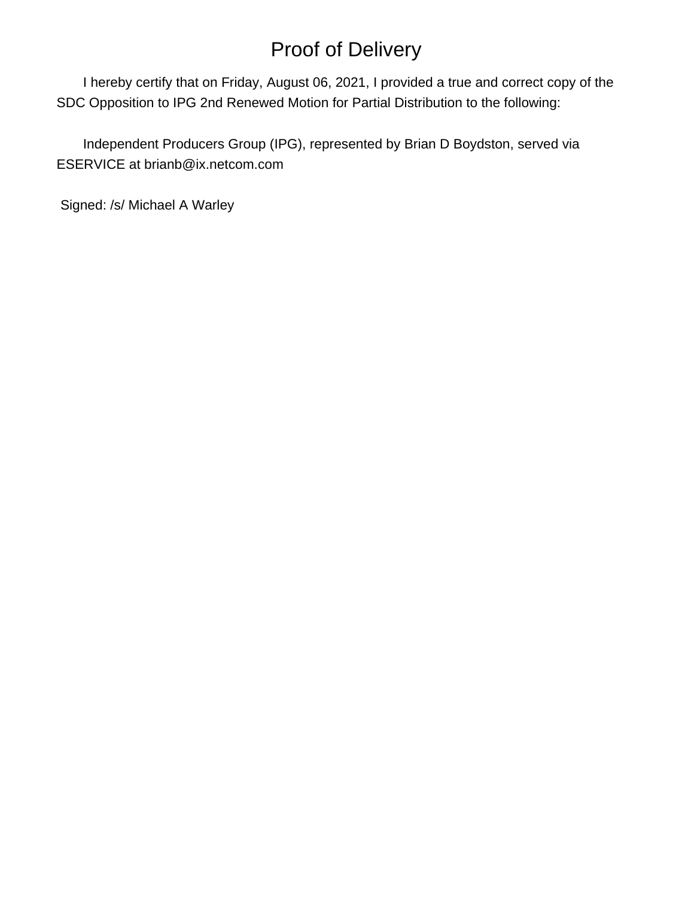# Proof of Delivery

I hereby certify that on Friday, August 06, 2021, I provided a true and correct copy of the SDC Opposition to IPG 2nd Renewed Motion for Partial Distribution to the following:

Independent Producers Group (IPG), represented by Brian D Boydston, served via ESERVICE at brianb@ix.netcom.com

Signed: /s/ Michael A Warley